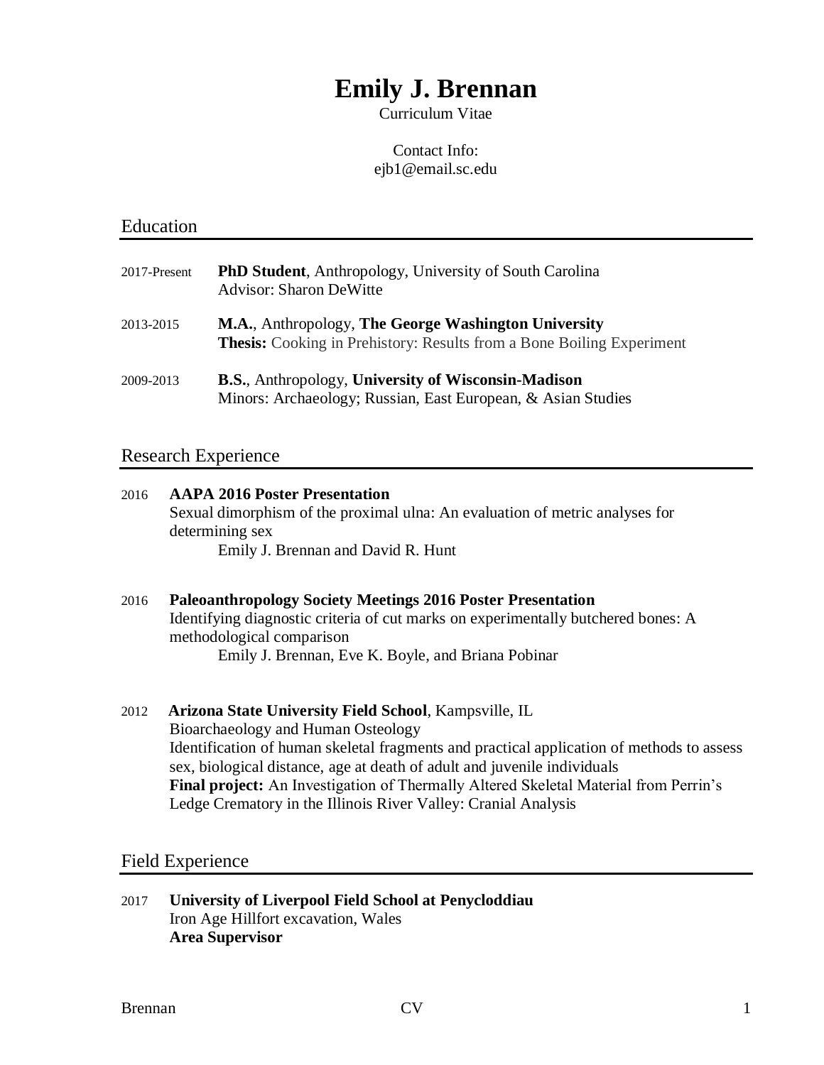# Emily J. Brennan

Curriculum Vitae

Contact Info:
ejb1@email.sc.edu

## Education

2017-Present **PhD Student**, Anthropology, University of South Carolina
Advisor: Sharon DeWitte

2013-2015 **M.A.**, Anthropology, **The George Washington University**
**Thesis:** Cooking in Prehistory: Results from a Bone Boiling Experiment

2009-2013 **B.S.**, Anthropology, **University of Wisconsin-Madison**
Minors: Archaeology; Russian, East European, & Asian Studies

## Research Experience

2016 **AAPA 2016 Poster Presentation**
Sexual dimorphism of the proximal ulna: An evaluation of metric analyses for determining sex
Emily J. Brennan and David R. Hunt

2016 **Paleoanthropology Society Meetings 2016 Poster Presentation**
Identifying diagnostic criteria of cut marks on experimentally butchered bones: A methodological comparison
Emily J. Brennan, Eve K. Boyle, and Briana Pobinar

2012 **Arizona State University Field School**, Kampsville, IL
Bioarchaeology and Human Osteology
Identification of human skeletal fragments and practical application of methods to assess sex, biological distance, age at death of adult and juvenile individuals
**Final project:** An Investigation of Thermally Altered Skeletal Material from Perrin's Ledge Crematory in the Illinois River Valley: Cranial Analysis

## Field Experience

2017 **University of Liverpool Field School at Penycloddiau**
Iron Age Hillfort excavation, Wales
**Area Supervisor**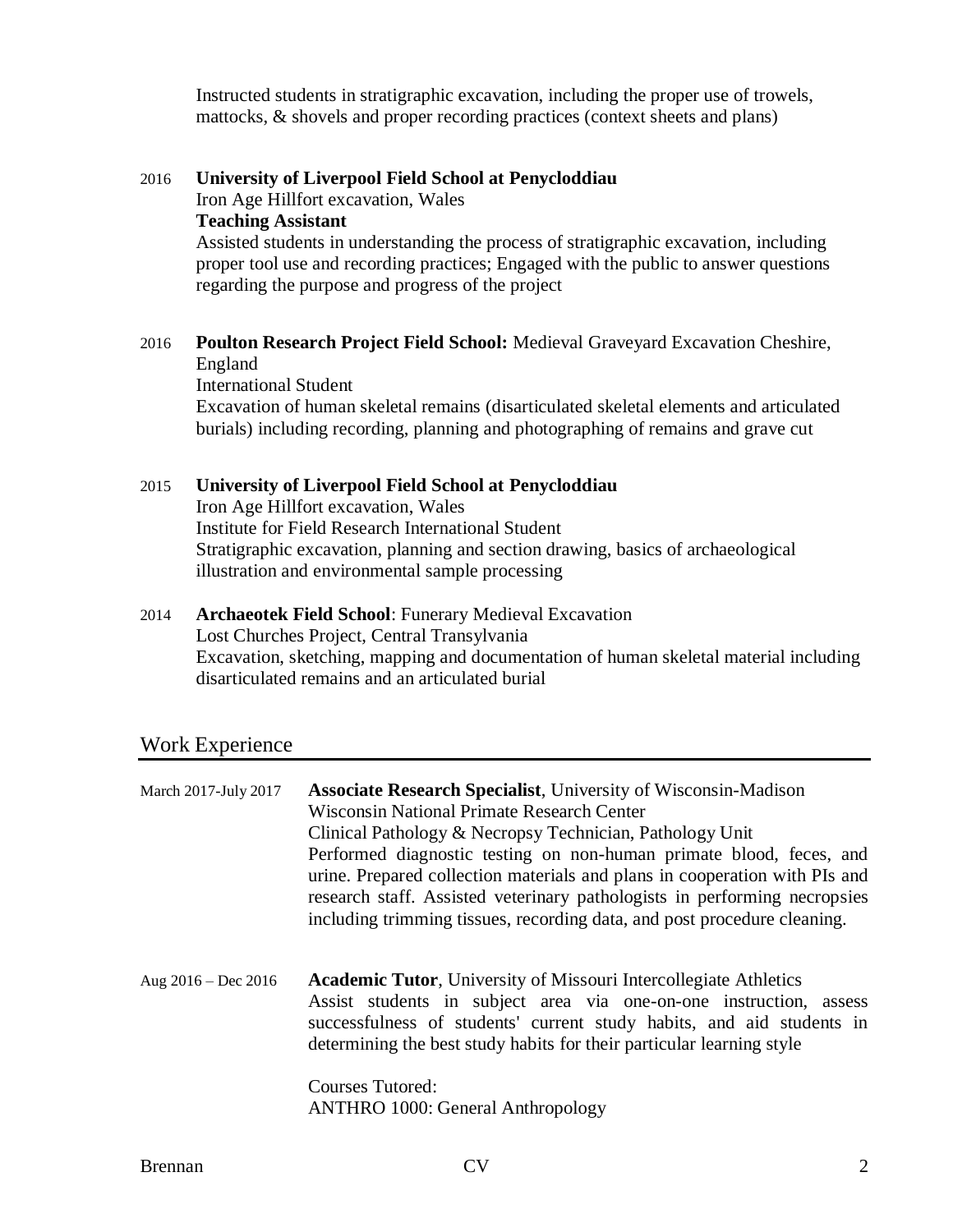Instructed students in stratigraphic excavation, including the proper use of trowels, mattocks, & shovels and proper recording practices (context sheets and plans)

2016 **University of Liverpool Field School at Penycloddiau**
Iron Age Hillfort excavation, Wales
**Teaching Assistant**
Assisted students in understanding the process of stratigraphic excavation, including proper tool use and recording practices; Engaged with the public to answer questions regarding the purpose and progress of the project

2016 **Poulton Research Project Field School:** Medieval Graveyard Excavation Cheshire, England
International Student
Excavation of human skeletal remains (disarticulated skeletal elements and articulated burials) including recording, planning and photographing of remains and grave cut

2015 **University of Liverpool Field School at Penycloddiau**
Iron Age Hillfort excavation, Wales
Institute for Field Research International Student
Stratigraphic excavation, planning and section drawing, basics of archaeological illustration and environmental sample processing

2014 **Archaeotek Field School**: Funerary Medieval Excavation
Lost Churches Project, Central Transylvania
Excavation, sketching, mapping and documentation of human skeletal material including disarticulated remains and an articulated burial

## Work Experience

March 2017-July 2017 **Associate Research Specialist**, University of Wisconsin-Madison
Wisconsin National Primate Research Center
Clinical Pathology & Necropsy Technician, Pathology Unit
Performed diagnostic testing on non-human primate blood, feces, and urine. Prepared collection materials and plans in cooperation with PIs and research staff. Assisted veterinary pathologists in performing necropsies including trimming tissues, recording data, and post procedure cleaning.

Aug 2016 – Dec 2016 **Academic Tutor**, University of Missouri Intercollegiate Athletics
Assist students in subject area via one-on-one instruction, assess successfulness of students' current study habits, and aid students in determining the best study habits for their particular learning style

Courses Tutored:
ANTHRO 1000: General Anthropology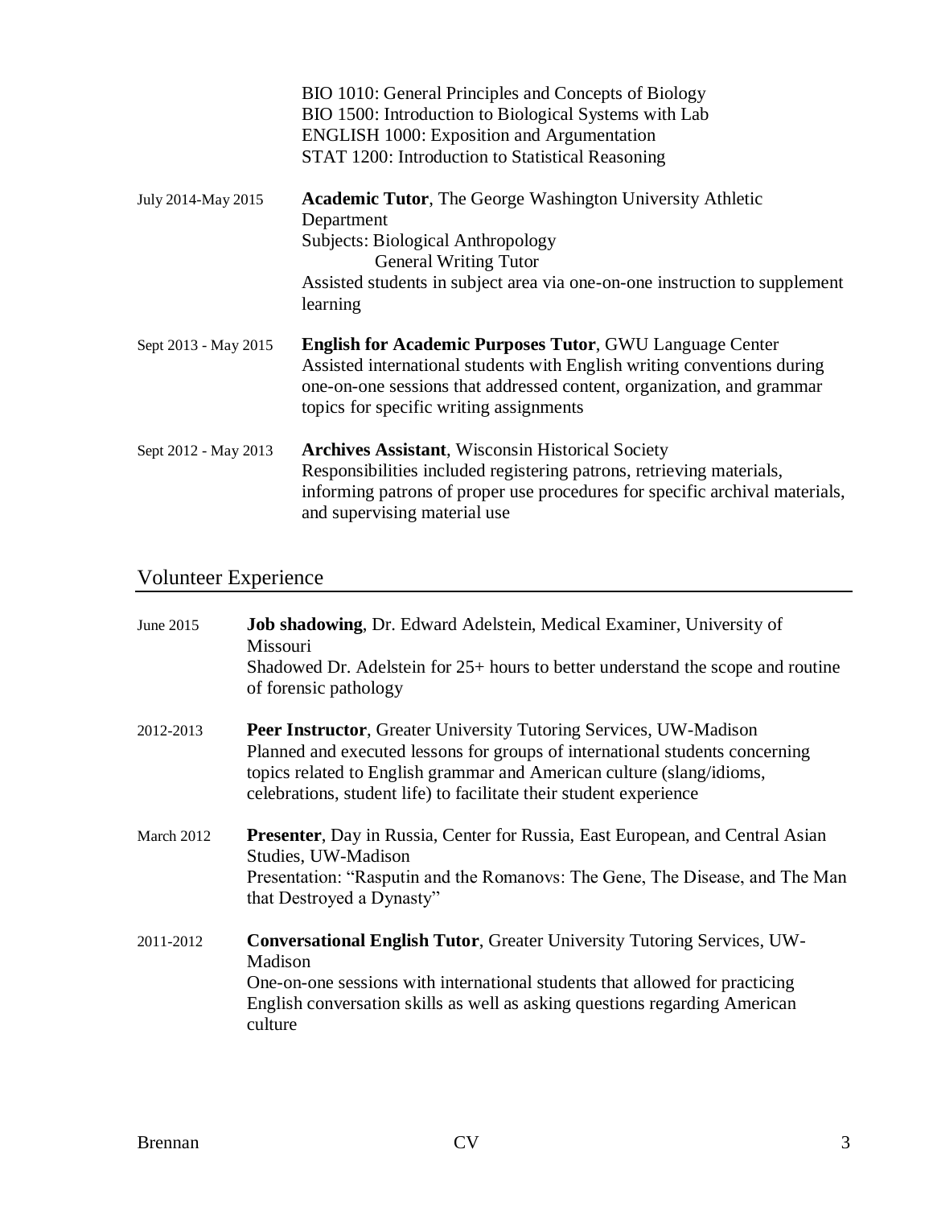BIO 1010: General Principles and Concepts of Biology
BIO 1500: Introduction to Biological Systems with Lab
ENGLISH 1000: Exposition and Argumentation
STAT 1200: Introduction to Statistical Reasoning

July 2014-May 2015 — **Academic Tutor**, The George Washington University Athletic Department
Subjects: Biological Anthropology
General Writing Tutor
Assisted students in subject area via one-on-one instruction to supplement learning

Sept 2013 - May 2015 — **English for Academic Purposes Tutor**, GWU Language Center
Assisted international students with English writing conventions during one-on-one sessions that addressed content, organization, and grammar topics for specific writing assignments

Sept 2012 - May 2013 — **Archives Assistant**, Wisconsin Historical Society
Responsibilities included registering patrons, retrieving materials, informing patrons of proper use procedures for specific archival materials, and supervising material use

## Volunteer Experience

June 2015 — **Job shadowing**, Dr. Edward Adelstein, Medical Examiner, University of Missouri
Shadowed Dr. Adelstein for 25+ hours to better understand the scope and routine of forensic pathology

2012-2013 — **Peer Instructor**, Greater University Tutoring Services, UW-Madison
Planned and executed lessons for groups of international students concerning topics related to English grammar and American culture (slang/idioms, celebrations, student life) to facilitate their student experience

March 2012 — **Presenter**, Day in Russia, Center for Russia, East European, and Central Asian Studies, UW-Madison
Presentation: "Rasputin and the Romanovs: The Gene, The Disease, and The Man that Destroyed a Dynasty"

2011-2012 — **Conversational English Tutor**, Greater University Tutoring Services, UW-Madison
One-on-one sessions with international students that allowed for practicing English conversation skills as well as asking questions regarding American culture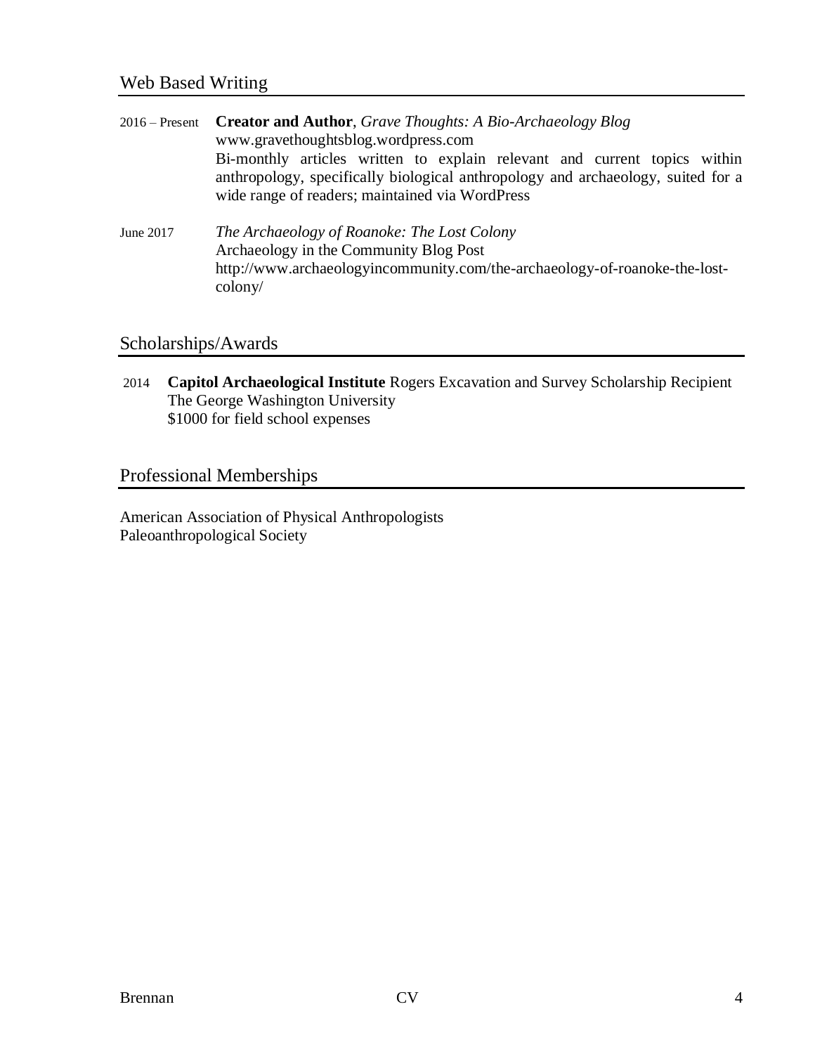## Web Based Writing

2016 – Present **Creator and Author**, *Grave Thoughts: A Bio-Archaeology Blog*
www.gravethoughtsblog.wordpress.com
Bi-monthly articles written to explain relevant and current topics within anthropology, specifically biological anthropology and archaeology, suited for a wide range of readers; maintained via WordPress

June 2017 *The Archaeology of Roanoke: The Lost Colony*
Archaeology in the Community Blog Post
http://www.archaeologyincommunity.com/the-archaeology-of-roanoke-the-lost-colony/

## Scholarships/Awards

2014 **Capitol Archaeological Institute** Rogers Excavation and Survey Scholarship Recipient
The George Washington University
$1000 for field school expenses

## Professional Memberships

American Association of Physical Anthropologists
Paleoanthropological Society